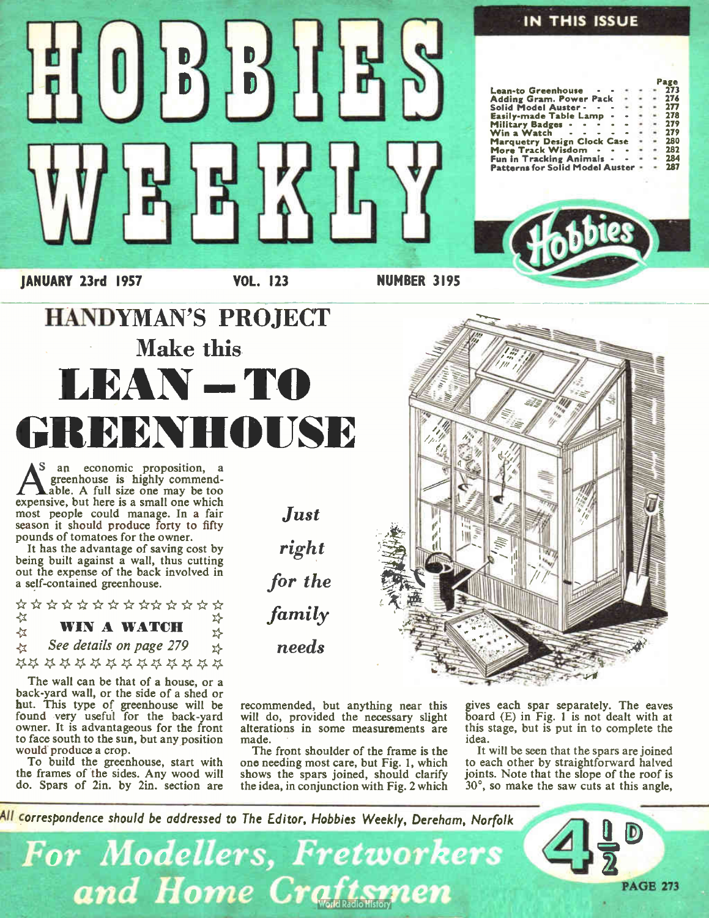# HOBBIES WEEKLY

## IN THIS ISSUE

| | Page |
|---|---|
| Lean-to Greenhouse | 273 |
| Adding Gram. Power Pack | 276 |
| Solid Model Auster | 277 |
| Easily-made Table Lamp | 278 |
| Military Badges | 279 |
| Win a Watch | 279 |
| Marquetry Design Clock Case | 280 |
| More Track Wisdom | 282 |
| Fun in Tracking Animals | 284 |
| Patterns for Solid Model Auster | 287 |

JANUARY 23rd 1957 VOL. 123 NUMBER 3195

## HANDYMAN'S PROJECT

## Make this

# LEAN – TO GREENHOUSE

*Just right for the family needs*

As an economic proposition, a greenhouse is highly commendable. A full size one may be too expensive, but here is a small one which most people could manage. In a fair season it should produce forty to fifty pounds of tomatoes for the owner.

It has the advantage of saving cost by being built against a wall, thus cutting out the expense of the back involved in a self-contained greenhouse.

**WIN A WATCH**
*See details on page 279*

The wall can be that of a house, or a back-yard wall, or the side of a shed or hut. This type of greenhouse will be found very useful for the back-yard owner. It is advantageous for the front to face south to the sun, but any position would produce a crop.

To build the greenhouse, start with the frames of the sides. Any wood will do. Spars of 2in. by 2in. section are recommended, but anything near this will do, provided the necessary slight alterations in some measurements are made.

The front shoulder of the frame is the one needing most care, but Fig. 1, which shows the spars joined, should clarify the idea, in conjunction with Fig. 2 which gives each spar separately. The eaves board (E) in Fig. 1 is not dealt with at this stage, but is put in to complete the idea.

It will be seen that the spars are joined to each other by straightforward halved joints. Note that the slope of the roof is 30°, so make the saw cuts at this angle,

*All correspondence should be addressed to The Editor, Hobbies Weekly, Dereham, Norfolk*

*For Modellers, Fretworkers and Home Craftsmen*

4½D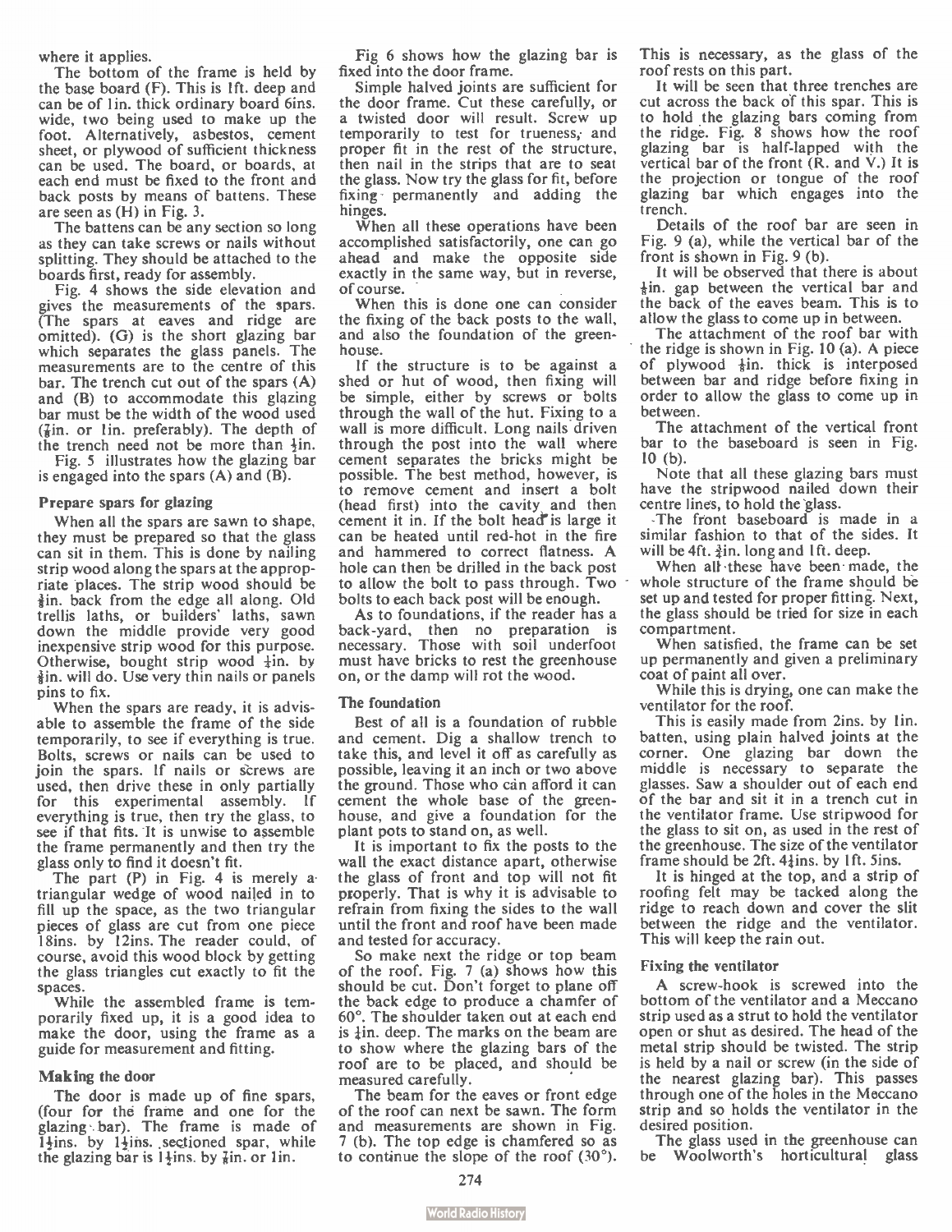where it applies.

The bottom of the frame is held by the base board (F). This is 1ft. deep and can be of 1in. thick ordinary board 6ins. wide, two being used to make up the foot. Alternatively, asbestos, cement sheet, or plywood of sufficient thickness can be used. The board, or boards, at each end must be fixed to the front and back posts by means of battens. These are seen as (H) in Fig. 3.

The battens can be any section so long as they can take screws or nails without splitting. They should be attached to the boards first, ready for assembly.

Fig. 4 shows the side elevation and gives the measurements of the spars. (The spars at eaves and ridge are omitted). (G) is the short glazing bar which separates the glass panels. The measurements are to the centre of this bar. The trench cut out of the spars (A) and (B) to accommodate this glazing bar must be the width of the wood used (⅞in. or 1in. preferably). The depth of the trench need not be more than ½in.

Fig. 5 illustrates how the glazing bar is engaged into the spars (A) and (B).

### Prepare spars for glazing

When all the spars are sawn to shape, they must be prepared so that the glass can sit in them. This is done by nailing strip wood along the spars at the appropriate places. The strip wood should be ⅜in. back from the edge all along. Old trellis laths, or builders' laths, sawn down the middle provide very good inexpensive strip wood for this purpose. Otherwise, bought strip wood ½in. by ⅜in. will do. Use very thin nails or panels pins to fix.

When the spars are ready, it is advisable to assemble the frame of the side temporarily, to see if everything is true. Bolts, screws or nails can be used to join the spars. If nails or screws are used, then drive these in only partially for this experimental assembly. If everything is true, then try the glass, to see if that fits. It is unwise to assemble the frame permanently and then try the glass only to find it doesn't fit.

The part (P) in Fig. 4 is merely a triangular wedge of wood nailed in to fill up the space, as the two triangular pieces of glass are cut from one piece 18ins. by 12ins. The reader could, of course, avoid this wood block by getting the glass triangles cut exactly to fit the spaces.

While the assembled frame is temporarily fixed up, it is a good idea to make the door, using the frame as a guide for measurement and fitting.

### Making the door

The door is made up of fine spars, (four for the frame and one for the glazing bar). The frame is made of 1½ins. by 1½ins. sectioned spar, while the glazing bar is 1½ins. by ⅞in. or 1in.

Fig 6 shows how the glazing bar is fixed into the door frame.

Simple halved joints are sufficient for the door frame. Cut these carefully, or a twisted door will result. Screw up temporarily to test for trueness, and proper fit in the rest of the structure, then nail in the strips that are to seat the glass. Now try the glass for fit, before fixing permanently and adding the hinges.

When all these operations have been accomplished satisfactorily, one can go ahead and make the opposite side exactly in the same way, but in reverse, of course.

When this is done one can consider the fixing of the back posts to the wall, and also the foundation of the greenhouse.

If the structure is to be against a shed or hut of wood, then fixing will be simple, either by screws or bolts through the wall of the hut. Fixing to a wall is more difficult. Long nails driven through the post into the wall where cement separates the bricks might be possible. The best method, however, is to remove cement and insert a bolt (head first) into the cavity and then cement it in. If the bolt head is large it can be heated until red-hot in the fire and hammered to correct flatness. A hole can then be drilled in the back post to allow the bolt to pass through. Two bolts to each back post will be enough.

As to foundations, if the reader has a back-yard, then no preparation is necessary. Those with soil underfoot must have bricks to rest the greenhouse on, or the damp will rot the wood.

### The foundation

Best of all is a foundation of rubble and cement. Dig a shallow trench to take this, and level it off as carefully as possible, leaving it an inch or two above the ground. Those who can afford it can cement the whole base of the greenhouse, and give a foundation for the plant pots to stand on, as well.

It is important to fix the posts to the wall the exact distance apart, otherwise the glass of front and top will not fit properly. That is why it is advisable to refrain from fixing the sides to the wall until the front and roof have been made and tested for accuracy.

So make next the ridge or top beam of the roof. Fig. 7 (a) shows how this should be cut. Don't forget to plane off the back edge to produce a chamfer of 60°. The shoulder taken out at each end is ½in. deep. The marks on the beam are to show where the glazing bars of the roof are to be placed, and should be measured carefully.

The beam for the eaves or front edge of the roof can next be sawn. The form and measurements are shown in Fig. 7 (b). The top edge is chamfered so as to continue the slope of the roof (30°). This is necessary, as the glass of the roof rests on this part.

It will be seen that three trenches are cut across the back of this spar. This is to hold the glazing bars coming from the ridge. Fig. 8 shows how the roof glazing bar is half-lapped with the vertical bar of the front (R. and V.) It is the projection or tongue of the roof glazing bar which engages into the trench.

Details of the roof bar are seen in Fig. 9 (a), while the vertical bar of the front is shown in Fig. 9 (b).

It will be observed that there is about ⅛in. gap between the vertical bar and the back of the eaves beam. This is to allow the glass to come up in between.

The attachment of the roof bar with the ridge is shown in Fig. 10 (a). A piece of plywood ⅛in. thick is interposed between bar and ridge before fixing in order to allow the glass to come up in between.

The attachment of the vertical front bar to the baseboard is seen in Fig. 10 (b).

Note that all these glazing bars must have the stripwood nailed down their centre lines, to hold the glass.

The front baseboard is made in a similar fashion to that of the sides. It will be 4ft. ¾in. long and 1ft. deep.

When all these have been made, the whole structure of the frame should be set up and tested for proper fitting. Next, the glass should be tried for size in each compartment.

When satisfied, the frame can be set up permanently and given a preliminary coat of paint all over.

While this is drying, one can make the ventilator for the roof.

This is easily made from 2ins. by 1in. batten, using plain halved joints at the corner. One glazing bar down the middle is necessary to separate the glasses. Saw a shoulder out of each end of the bar and sit it in a trench cut in the ventilator frame. Use stripwood for the glass to sit on, as used in the rest of the greenhouse. The size of the ventilator frame should be 2ft. 4¼ins. by 1ft. 5ins.

It is hinged at the top, and a strip of roofing felt may be tacked along the ridge to reach down and cover the slit between the ridge and the ventilator. This will keep the rain out.

### Fixing the ventilator

A screw-hook is screwed into the bottom of the ventilator and a Meccano strip used as a strut to hold the ventilator open or shut as desired. The head of the metal strip should be twisted. The strip is held by a nail or screw (in the side of the nearest glazing bar). This passes through one of the holes in the Meccano strip and so holds the ventilator in the desired position.

The glass used in the greenhouse can be Woolworth's horticultural glass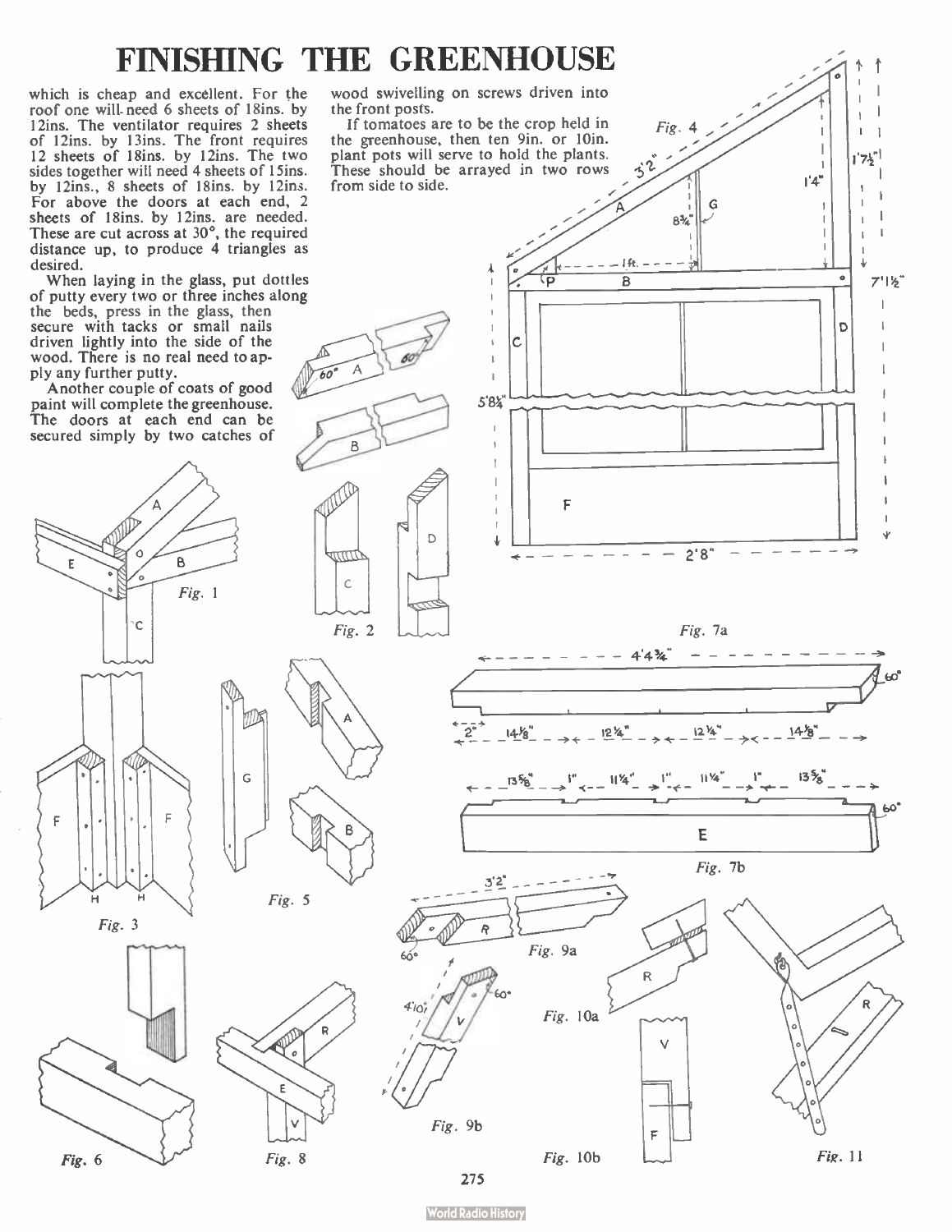# FINISHING THE GREENHOUSE

which is cheap and excellent. For the roof one will need 6 sheets of 18ins. by 12ins. The ventilator requires 2 sheets of 12ins. by 13ins. The front requires 12 sheets of 18ins. by 12ins. The two sides together will need 4 sheets of 15ins. by 12ins., 8 sheets of 18ins. by 12ins. For above the doors at each end, 2 sheets of 18ins. by 12ins. are needed. These are cut across at 30°, the required distance up, to produce 4 triangles as desired.

When laying in the glass, put dottles of putty every two or three inches along the beds, press in the glass, then secure with tacks or small nails driven lightly into the side of the wood. There is no real need to apply any further putty.

Another couple of coats of good paint will complete the greenhouse. The doors at each end can be secured simply by two catches of wood swivelling on screws driven into the front posts.

If tomatoes are to be the crop held in the greenhouse, then ten 9in. or 10in. plant pots will serve to hold the plants. These should be arrayed in two rows from side to side.

Fig. 1

Fig. 2

Fig. 3

Fig. 4

Fig. 5

Fig. 6

Fig. 7a

Fig. 7b

Fig. 8

Fig. 9a

Fig. 9b

Fig. 10a

Fig. 10b

Fig. 11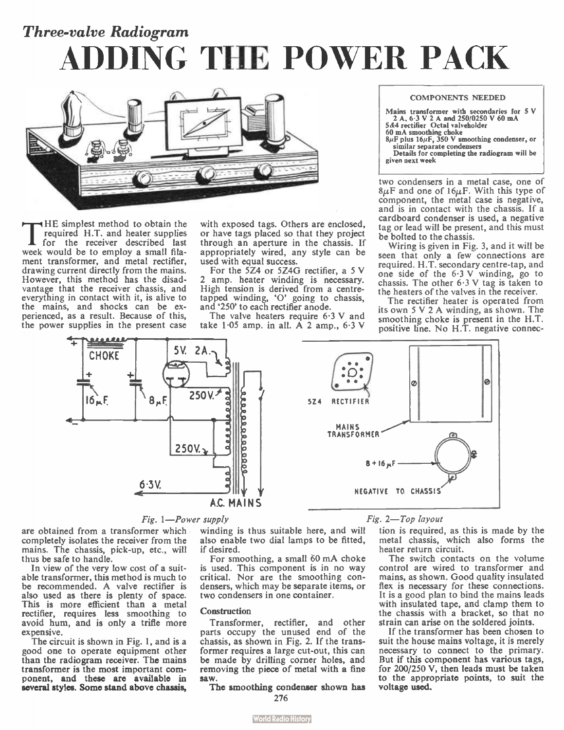*Three-valve Radiogram*

# ADDING THE POWER PACK

**COMPONENTS NEEDED**

Mains transformer with secondaries for 5 V 2 A, 6·3 V 2 A and 250/0250 V 60 mA
5Z4 rectifier Octal valveholder
60 mA smoothing choke
8μF plus 16μF, 350 V smoothing condenser, or similar separate condensers
Details for completing the radiogram will be given next week

THE simplest method to obtain the required H.T. and heater supplies for the receiver described last week would be to employ a small filament transformer, and metal rectifier, drawing current directly from the mains. However, this method has the disadvantage that the receiver chassis, and everything in contact with it, is alive to the mains, and shocks can be experienced, as a result. Because of this, the power supplies in the present case are obtained from a transformer which completely isolates the receiver from the mains. The chassis, pick-up, etc., will thus be safe to handle.

In view of the very low cost of a suitable transformer, this method is much to be recommended. A valve rectifier is also used as there is plenty of space. This is more efficient than a metal rectifier, requires less smoothing to avoid hum, and is only a trifle more expensive.

The circuit is shown in Fig. 1, and is a good one to operate equipment other than the radiogram receiver. The mains transformer is the most important component, and these are available in several styles. Some stand above chassis, with exposed tags. Others are enclosed, or have tags placed so that they project through an aperture in the chassis. If appropriately wired, any style can be used with equal success.

For the 5Z4 or 5Z4G rectifier, a 5 V 2 amp. heater winding is necessary. High tension is derived from a centre-tapped winding, 'O' going to chassis, and '250' to each rectifier anode.

The valve heaters require 6·3 V and take 1·05 amp. in all. A 2 amp., 6·3 V winding is thus suitable here, and will also enable two dial lamps to be fitted, if desired.

For smoothing, a small 60 mA choke is used. This component is in no way critical. Nor are the smoothing condensers, which may be separate items, or two condensers in one container.

### Construction

Transformer, rectifier, and other parts occupy the unused end of the chassis, as shown in Fig. 2. If the transformer requires a large cut-out, this can be made by drilling corner holes, and removing the piece of metal with a fine saw.

The smoothing condenser shown has two condensers in a metal case, one of 8μF and one of 16μF. With this type of component, the metal case is negative, and is in contact with the chassis. If a cardboard condenser is used, a negative tag or lead will be present, and this must be bolted to the chassis.

Wiring is given in Fig. 3, and it will be seen that only a few connections are required. H.T. secondary centre-tap, and one side of the 6·3 V winding, go to chassis. The other 6·3 V tag is taken to the heaters of the valves in the receiver.

The rectifier heater is operated from its own 5 V 2 A winding, as shown. The smoothing choke is present in the H.T. positive line. No H.T. negative connection is required, as this is made by the metal chassis, which also forms the heater return circuit.

The switch contacts on the volume control are wired to transformer and mains, as shown. Good quality insulated flex is necessary for these connections. It is a good plan to bind the mains leads with insulated tape, and clamp them to the chassis with a bracket, so that no strain can arise on the soldered joints.

If the transformer has been chosen to suit the house mains voltage, it is merely necessary to connect to the primary. But if this component has various tags, for 200/250 V, then leads must be taken to the appropriate points, to suit the voltage used.

*Fig. 1—Power supply*

*Fig. 2—Top layout*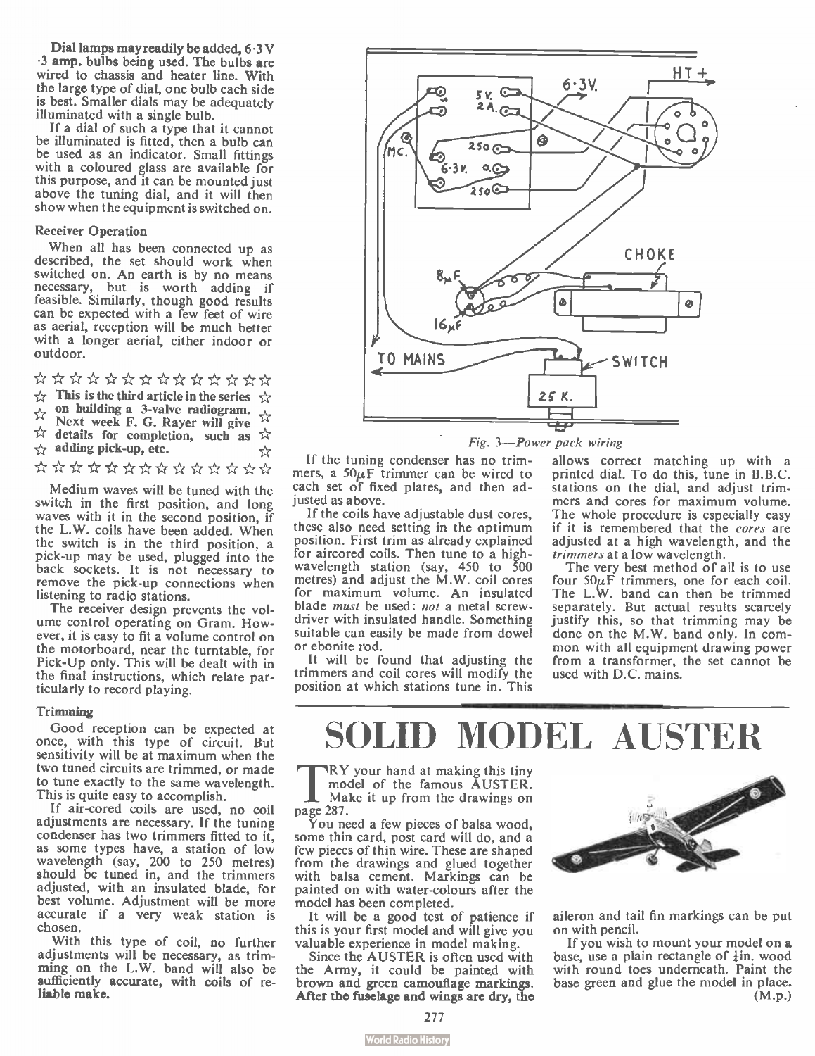Dial lamps may readily be added, 6·3 V ·3 amp. bulbs being used. The bulbs are wired to chassis and heater line. With the large type of dial, one bulb each side is best. Smaller dials may be adequately illuminated with a single bulb.

If a dial of such a type that it cannot be illuminated is fitted, then a bulb can be used as an indicator. Small fittings with a coloured glass are available for this purpose, and it can be mounted just above the tuning dial, and it will then show when the equipment is switched on.

### Receiver Operation

When all has been connected up as described, the set should work when switched on. An earth is by no means necessary, but is worth adding if feasible. Similarly, though good results can be expected with a few feet of wire as aerial, reception will be much better with a longer aerial, either indoor or outdoor.

**This is the third article in the series on building a 3-valve radiogram. Next week F. G. Rayer will give details for completion, such as adding pick-up, etc.**

Medium waves will be tuned with the switch in the first position, and long waves with it in the second position, if the L.W. coils have been added. When the switch is in the third position, a pick-up may be used, plugged into the back sockets. It is not necessary to remove the pick-up connections when listening to radio stations.

The receiver design prevents the volume control operating on Gram. However, it is easy to fit a volume control on the motorboard, near the turntable, for Pick-Up only. This will be dealt with in the final instructions, which relate particularly to record playing.

### Trimming

Good reception can be expected at once, with this type of circuit. But sensitivity will be at maximum when the two tuned circuits are trimmed, or made to tune exactly to the same wavelength. This is quite easy to accomplish.

If air-cored coils are used, no coil adjustments are necessary. If the tuning condenser has two trimmers fitted to it, as some types have, a station of low wavelength (say, 200 to 250 metres) should be tuned in, and the trimmers adjusted, with an insulated blade, for best volume. Adjustment will be more accurate if a very weak station is chosen.

With this type of coil, no further adjustments will be necessary, as trimming on the L.W. band will also be sufficiently accurate, with coils of reliable make.

*Fig. 3—Power pack wiring*

If the tuning condenser has no trimmers, a 50$\mu$F trimmer can be wired to each set of fixed plates, and then adjusted as above.

If the coils have adjustable dust cores, these also need setting in the optimum position. First trim as already explained for aircored coils. Then tune to a high-wavelength station (say, 450 to 500 metres) and adjust the M.W. coil cores for maximum volume. An insulated blade *must* be used: *not* a metal screwdriver with insulated handle. Something suitable can easily be made from dowel or ebonite rod.

It will be found that adjusting the trimmers and coil cores will modify the position at which stations tune in. This allows correct matching up with a printed dial. To do this, tune in B.B.C. stations on the dial, and adjust trimmers and cores for maximum volume. The whole procedure is especially easy if it is remembered that the *cores* are adjusted at a high wavelength, and the *trimmers* at a low wavelength.

The very best method of all is to use four 50$\mu$F trimmers, one for each coil. The L.W. band can then be trimmed separately. But actual results scarcely justify this, so that trimming may be done on the M.W. band only. In common with all equipment drawing power from a transformer, the set cannot be used with D.C. mains.

# SOLID MODEL AUSTER

TRY your hand at making this tiny model of the famous AUSTER. Make it up from the drawings on page 287.

You need a few pieces of balsa wood, some thin card, post card will do, and a few pieces of thin wire. These are shaped from the drawings and glued together with balsa cement. Markings can be painted on with water-colours after the model has been completed.

It will be a good test of patience if this is your first model and will give you valuable experience in model making.

Since the AUSTER is often used with the Army, it could be painted with brown and green camouflage markings. **After the fuselage and wings are dry,** the aileron and tail fin markings can be put on with pencil.

If you wish to mount your model on a base, use a plain rectangle of ¼in. wood with round toes underneath. Paint the base green and glue the model in place.

(M.p.)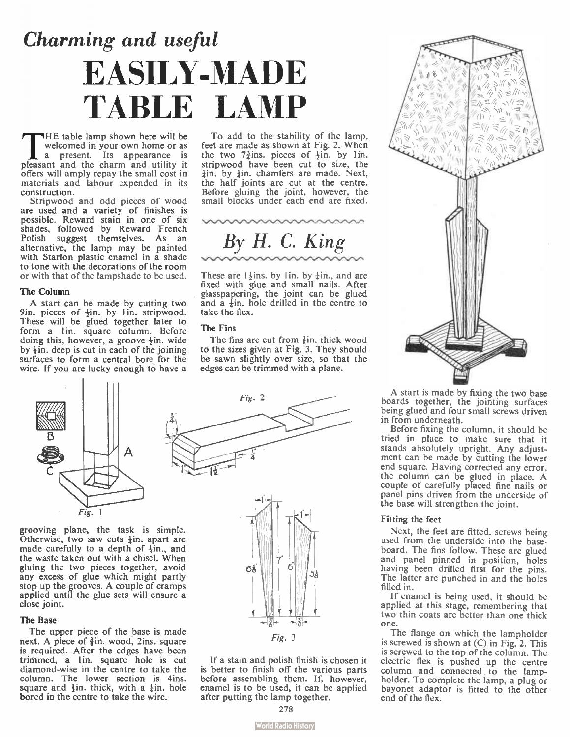*Charming and useful*

# EASILY-MADE TABLE LAMP

*By H. C. King*

THE table lamp shown here will be welcomed in your own home or as a present. Its appearance is pleasant and the charm and utility it offers will amply repay the small cost in materials and labour expended in its construction.

Stripwood and odd pieces of wood are used and a variety of finishes is possible. Reward stain in one of six shades, followed by Reward French Polish suggest themselves. As an alternative, the lamp may be painted with Starlon plastic enamel in a shade to tone with the decorations of the room or with that of the lampshade to be used.

#### The Column

A start can be made by cutting two 9in. pieces of ½in. by 1in. stripwood. These will be glued together later to form a 1in. square column. Before doing this, however, a groove ¼in. wide by ⅛in. deep is cut in each of the joining surfaces to form a central bore for the wire. If you are lucky enough to have a grooving plane, the task is simple. Otherwise, two saw cuts ¼in. apart are made carefully to a depth of ⅛in., and the waste taken out with a chisel. When gluing the two pieces together, avoid any excess of glue which might partly stop up the grooves. A couple of cramps applied until the glue sets will ensure a close joint.

Fig. 1

#### The Base

The upper piece of the base is made next. A piece of ⅜in. wood, 2ins. square is required. After the edges have been trimmed, a 1in. square hole is cut diamond-wise in the centre to take the column. The lower section is 4ins. square and ½in. thick, with a ¼in. hole bored in the centre to take the wire.

To add to the stability of the lamp, feet are made as shown at Fig. 2. When the two 7¾ins. pieces of ½in. by 1in. stripwood have been cut to size, the ¼in. by ¼in. chamfers are made. Next, the half joints are cut at the centre. Before gluing the joint, however, the small blocks under each end are fixed. These are 1½ins. by 1in. by ¼in., and are fixed with glue and small nails. After glasspapering, the joint can be glued and a ¼in. hole drilled in the centre to take the flex.

Fig. 2

#### The Fins

The fins are cut from ⅜in. thick wood to the sizes given at Fig. 3. They should be sawn slightly over size, so that the edges can be trimmed with a plane.

Fig. 3

If a stain and polish finish is chosen it is better to finish off the various parts before assembling them. If, however, enamel is to be used, it can be applied after putting the lamp together.

A start is made by fixing the two base boards together, the jointing surfaces being glued and four small screws driven in from underneath.

Before fixing the column, it should be tried in place to make sure that it stands absolutely upright. Any adjustment can be made by cutting the lower end square. Having corrected any error, the column can be glued in place. A couple of carefully placed fine nails or panel pins driven from the underside of the base will strengthen the joint.

#### Fitting the feet

Next, the feet are fitted, screws being used from the underside into the baseboard. The fins follow. These are glued and panel pinned in position, holes having been drilled first for the pins. The latter are punched in and the holes filled in.

If enamel is being used, it should be applied at this stage, remembering that two thin coats are better than one thick one.

The flange on which the lampholder is screwed is shown at (C) in Fig. 2. This is screwed to the top of the column. The electric flex is pushed up the centre column and connected to the lampholder. To complete the lamp, a plug or bayonet adaptor is fitted to the other end of the flex.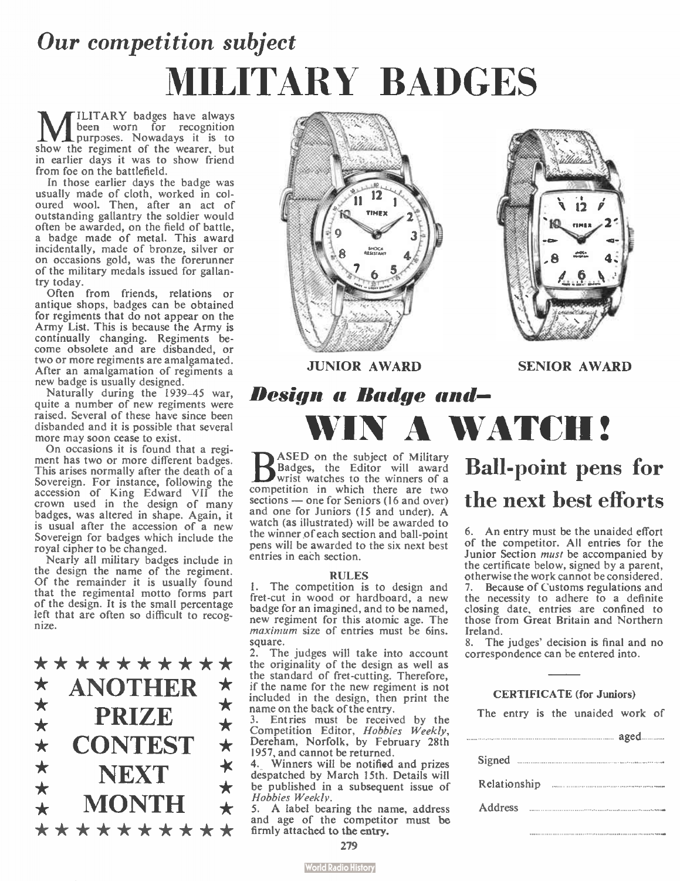# *Our competition subject*

# MILITARY BADGES

MILITARY badges have always been worn for recognition purposes. Nowadays it is to show the regiment of the wearer, but in earlier days it was to show friend from foe on the battlefield.

In those earlier days the badge was usually made of cloth, worked in coloured wool. Then, after an act of outstanding gallantry the soldier would often be awarded, on the field of battle, a badge made of metal. This award incidentally, made of bronze, silver or on occasions gold, was the forerunner of the military medals issued for gallantry today.

Often from friends, relations or antique shops, badges can be obtained for regiments that do not appear on the Army List. This is because the Army is continually changing. Regiments become obsolete and are disbanded, or two or more regiments are amalgamated. After an amalgamation of regiments a new badge is usually designed.

Naturally during the 1939–45 war, quite a number of new regiments were raised. Several of these have since been disbanded and it is possible that several more may soon cease to exist.

On occasions it is found that a regiment has two or more different badges. This arises normally after the death of a Sovereign. For instance, following the accession of King Edward VII the crown used in the design of many badges, was altered in shape. Again, it is usual after the accession of a new Sovereign for badges which include the royal cipher to be changed.

Nearly all military badges include in the design the name of the regiment. Of the remainder it is usually found that the regimental motto forms part of the design. It is the small percentage left that are often so difficult to recognize.

**★ ANOTHER PRIZE CONTEST NEXT MONTH ★**

JUNIOR AWARD

SENIOR AWARD

## *Design a Badge and—*

# WIN A WATCH!

## Ball-point pens for the next best efforts

BASED on the subject of Military Badges, the Editor will award wrist watches to the winners of a competition in which there are two sections — one for Seniors (16 and over) and one for Juniors (15 and under). A watch (as illustrated) will be awarded to the winner of each section and ball-point pens will be awarded to the six next best entries in each section.

### RULES

1. The competition is to design and fret-cut in wood or hardboard, a new badge for an imagined, and to be named, new regiment for this atomic age. The *maximum* size of entries must be 6ins. square.
2. The judges will take into account the originality of the design as well as the standard of fret-cutting. Therefore, if the name for the new regiment is not included in the design, then print the name on the back of the entry.
3. Entries must be received by the Competition Editor, *Hobbies Weekly*, Dereham, Norfolk, by February 28th 1957, and cannot be returned.
4. Winners will be notified and prizes despatched by March 15th. Details will be published in a subsequent issue of *Hobbies Weekly*.
5. A label bearing the name, address and age of the competitor must be firmly attached to the entry.
6. An entry must be the unaided effort of the competitor. All entries for the Junior Section *must* be accompanied by the certificate below, signed by a parent, otherwise the work cannot be considered.
7. Because of Customs regulations and the necessity to adhere to a definite closing date, entries are confined to those from Great Britain and Northern Ireland.
8. The judges' decision is final and no correspondence can be entered into.

### CERTIFICATE (for Juniors)

The entry is the unaided work of

.................................................... aged..........

Signed ....................................................

Relationship ....................................................

Address ....................................................

....................................................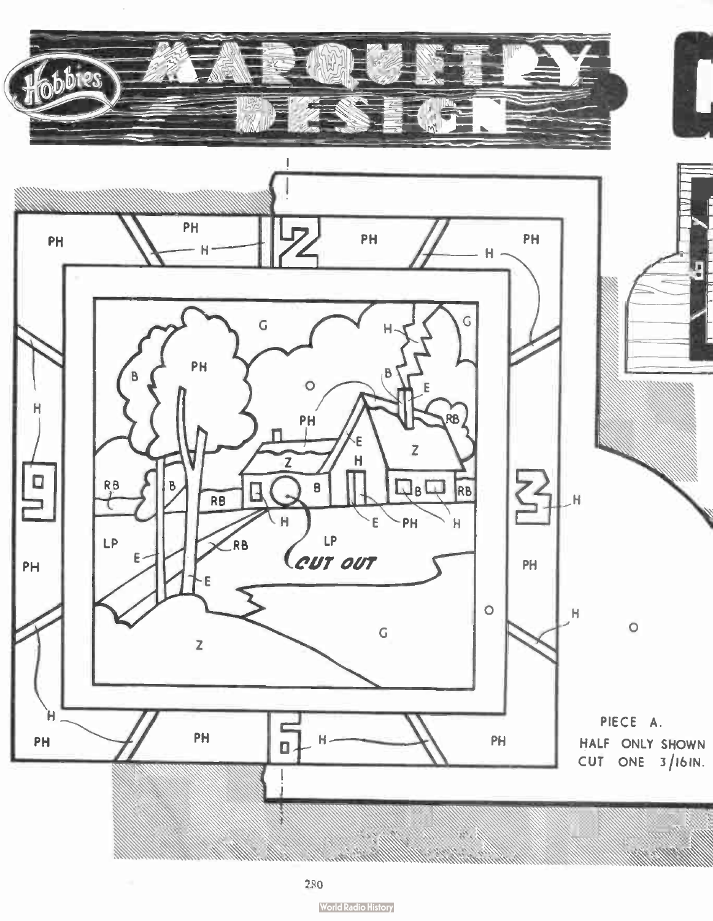# Hobbies MARQUETRY DESIGN

PIECE A.
HALF ONLY SHOWN
CUT ONE 3/16IN.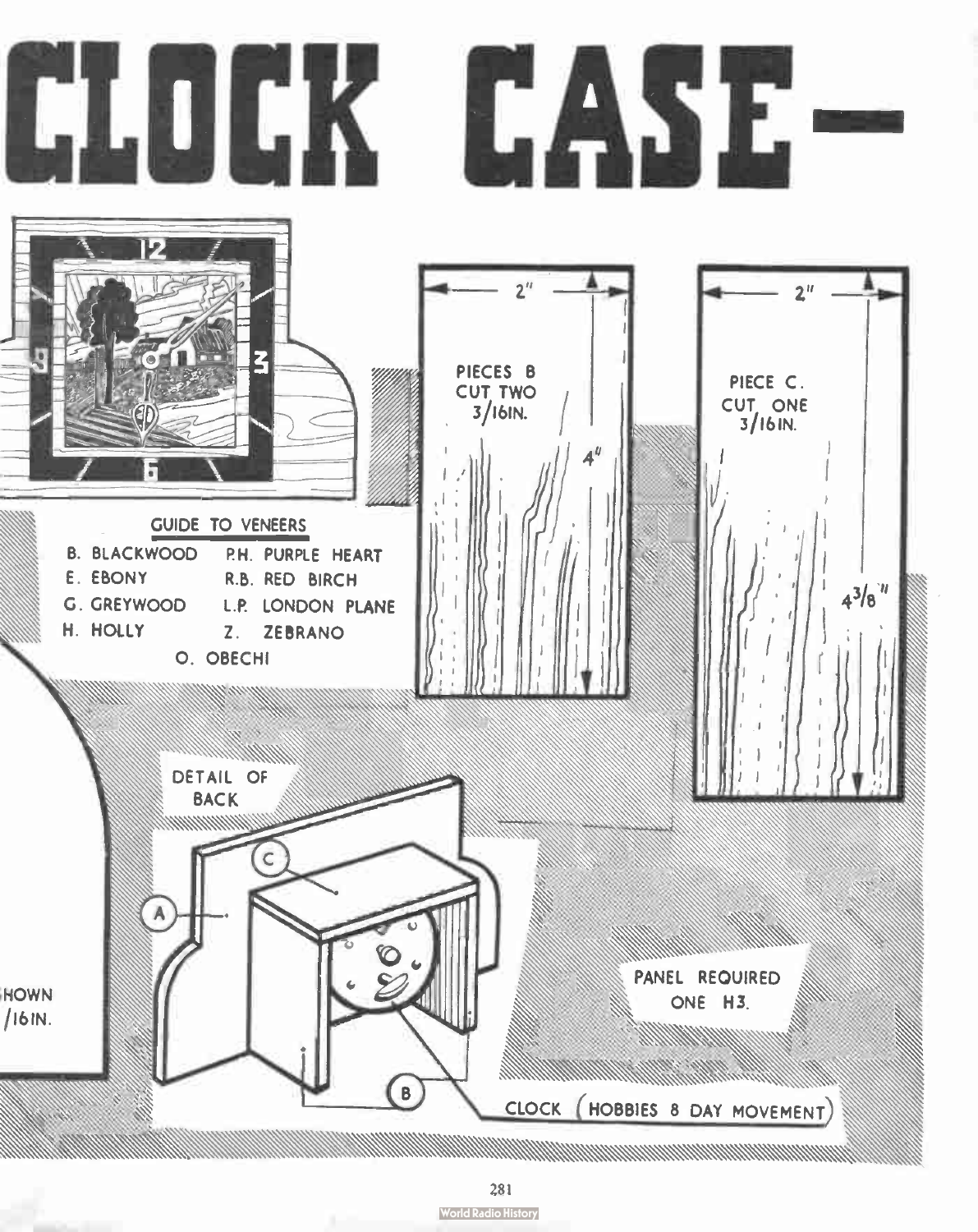# CLOCK CASE—

GUIDE TO VENEERS

- B. BLACKWOOD
- E. EBONY
- G. GREYWOOD
- H. HOLLY
- P.H. PURPLE HEART
- R.B. RED BIRCH
- L.P. LONDON PLANE
- Z. ZEBRANO
- O. OBECHI

PIECES B
CUT TWO
3/16IN.

2″

4″

PIECE C.
CUT ONE
3/16IN.

2″

4 3/8″

DETAIL OF BACK

A

B

C

CLOCK (HOBBIES 8 DAY MOVEMENT)

PANEL REQUIRED
ONE H3.

HOWN
/16IN.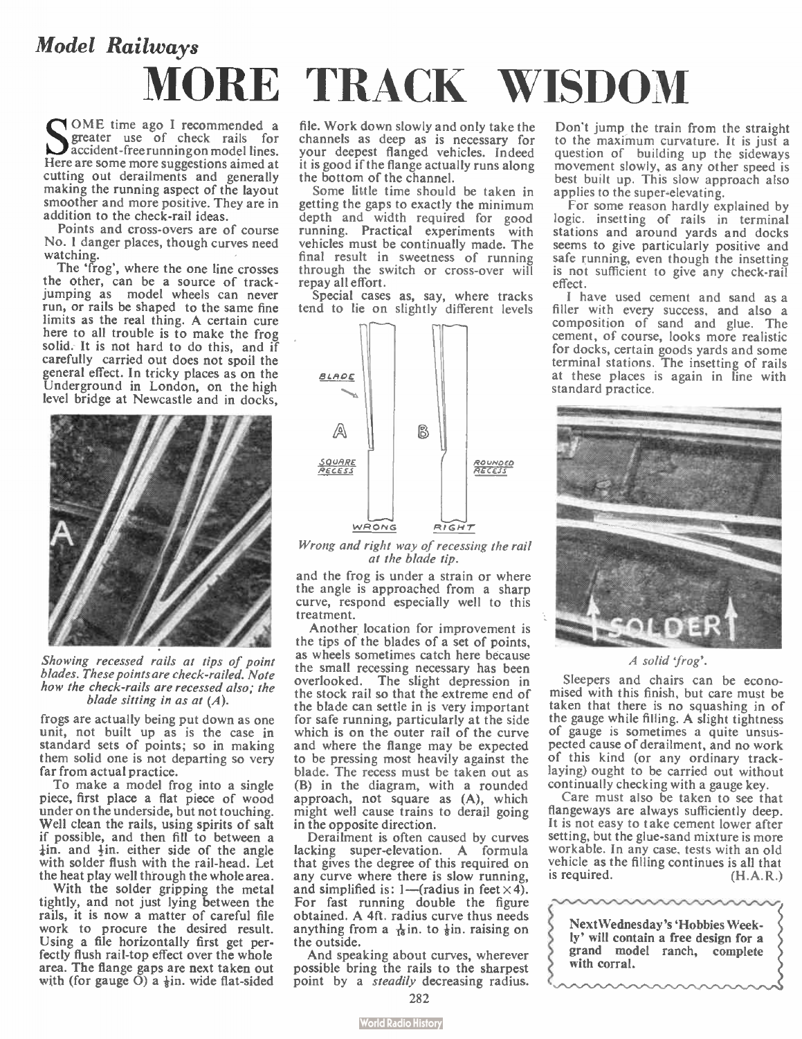*Model Railways*

# MORE TRACK WISDOM

SOME time ago I recommended a greater use of check rails for accident-free running on model lines. Here are some more suggestions aimed at cutting out derailments and generally making the running aspect of the layout smoother and more positive. They are in addition to the check-rail ideas.

Points and cross-overs are of course No. 1 danger places, though curves need watching.

The 'frog', where the one line crosses the other, can be a source of track-jumping as model wheels can never run, or rails be shaped to the same fine limits as the real thing. A certain cure here to all trouble is to make the frog solid. It is not hard to do this, and if carefully carried out does not spoil the general effect. In tricky places as on the Underground in London, on the high level bridge at Newcastle and in docks, frogs are actually being put down as one unit, not built up as is the case in standard sets of points; so in making them solid one is not departing so very far from actual practice.

*Showing recessed rails at tips of point blades. These points are check-railed. Note how the check-rails are recessed also; the blade sitting in as at (A).*

To make a model frog into a single piece, first place a flat piece of wood under on the underside, but not touching. Well clean the rails, using spirits of salt if possible, and then fill to between a ¼in. and ½in. either side of the angle with solder flush with the rail-head. Let the heat play well through the whole area.

With the solder gripping the metal tightly, and not just lying between the rails, it is now a matter of careful file work to procure the desired result. Using a file horizontally first get perfectly flush rail-top effect over the whole area. The flange gaps are next taken out with (for gauge O) a ⅛in. wide flat-sided file. Work down slowly and only take the channels as deep as is necessary for your deepest flanged vehicles. Indeed it is good if the flange actually runs along the bottom of the channel.

Some little time should be taken in getting the gaps to exactly the minimum depth and width required for good running. Practical experiments with vehicles must be continually made. The final result in sweetness of running through the switch or cross-over will repay all effort.

Special cases as, say, where tracks tend to lie on slightly different levels and the frog is under a strain or where the angle is approached from a sharp curve, respond especially well to this treatment.

*Wrong and right way of recessing the rail at the blade tip.*

Another location for improvement is the tips of the blades of a set of points, as wheels sometimes catch here because the small recessing necessary has been overlooked. The slight depression in the stock rail so that the extreme end of the blade can settle in is very important for safe running, particularly at the side which is on the outer rail of the curve and where the flange may be expected to be pressing most heavily against the blade. The recess must be taken out as (B) in the diagram, with a rounded approach, not square as (A), which might well cause trains to derail going in the opposite direction.

Derailment is often caused by curves lacking super-elevation. A formula that gives the degree of this required on any curve where there is slow running, and simplified is: 1—(radius in feet × 4). For fast running double the figure obtained. A 4ft. radius curve thus needs anything from a $\frac{1}{16}$in. to ⅛in. raising on the outside.

And speaking about curves, wherever possible bring the rails to the sharpest point by a *steadily* decreasing radius. Don't jump the train from the straight to the maximum curvature. It is just a question of building up the sideways movement slowly, as any other speed is best built up. This slow approach also applies to the super-elevating.

For some reason hardly explained by logic, insetting of rails in terminal stations and around yards and docks seems to give particularly positive and safe running, even though the insetting is not sufficient to give any check-rail effect.

I have used cement and sand as a filler with every success, and also a composition of sand and glue. The cement, of course, looks more realistic for docks, certain goods yards and some terminal stations. The insetting of rails at these places is again in line with standard practice.

*A solid 'frog'.*

Sleepers and chairs can be economised with this finish, but care must be taken that there is no squashing in of the gauge while filling. A slight tightness of gauge is sometimes a quite unsuspected cause of derailment, and no work of this kind (or any ordinary track-laying) ought to be carried out without continually checking with a gauge key.

Care must also be taken to see that flangeways are always sufficiently deep. It is not easy to take cement lower after setting, but the glue-sand mixture is more workable. In any case, tests with an old vehicle as the filling continues is all that is required. (H.A.R.)

**Next Wednesday's 'Hobbies Weekly' will contain a free design for a grand model ranch, complete with corral.**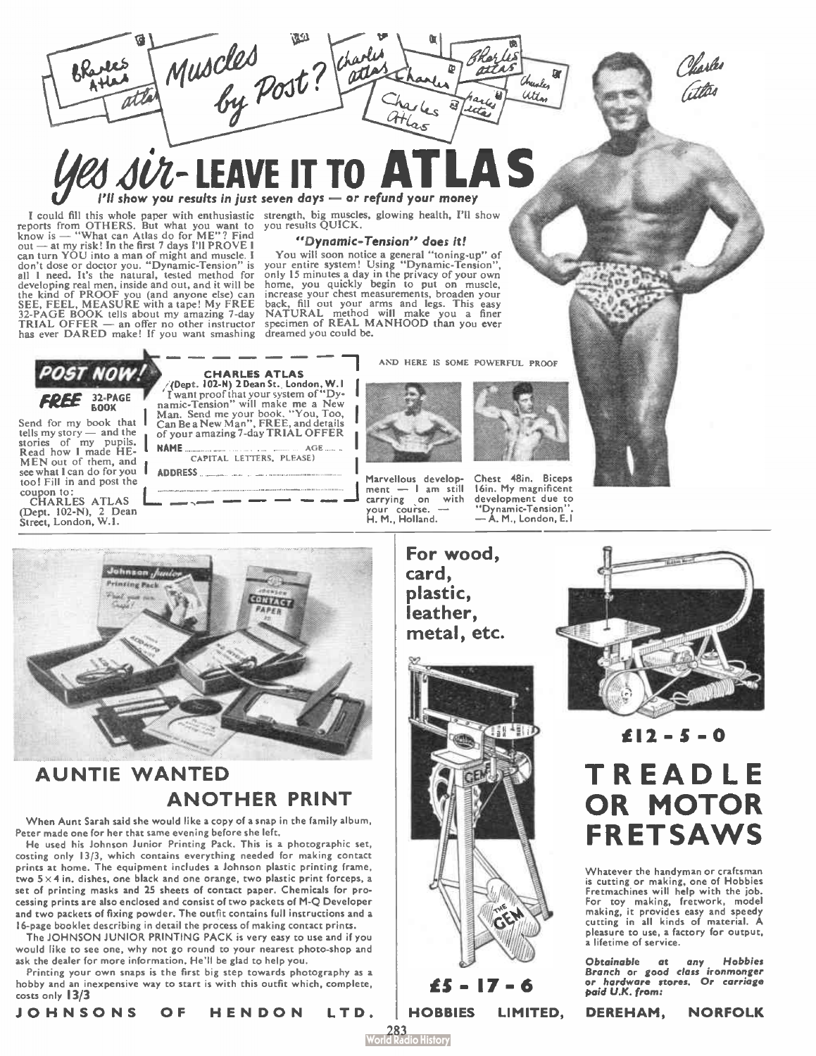# Muscles by Post?

# Yes sir- LEAVE IT TO ATLAS

*I'll show you results in just seven days — or refund your money*

I could fill this whole paper with enthusiastic reports from OTHERS. But what you want to know is — "What can Atlas do for ME"? Find out — at my risk! In the first 7 days I'll PROVE I can turn YOU into a man of might and muscle. I don't dose or doctor you. "Dynamic-Tension" is all I need. It's the natural, tested method for developing real men, inside and out, and it will be the kind of PROOF you (and anyone else) can SEE, FEEL, MEASURE with a tape! My FREE 32-PAGE BOOK tells about my amazing 7-day TRIAL OFFER — an offer no other instructor has ever DARED make! If you want smashing strength, big muscles, glowing health, I'll show you results QUICK.

### "Dynamic-Tension" does it!

You will soon notice a general "toning-up" of your entire system! Using "Dynamic-Tension", only 15 minutes a day in the privacy of your own home, you quickly begin to put on muscle, increase your chest measurements, broaden your back, fill out your arms and legs. This easy NATURAL method will make you a finer specimen of REAL MANHOOD than you ever dreamed you could be.

**POST NOW!**

**FREE** 32-PAGE BOOK

Send for my book that tells my story — and the stories of my pupils. Read how I made HE-MEN out of them, and see what I can do for you too! Fill in and post the coupon to:
CHARLES ATLAS (Dept. 102-N), 2 Dean Street, London, W.1.

**CHARLES ATLAS**
(Dept. 102-N) 2 Dean St., London, W.1

I want proof that your system of "Dynamic-Tension" will make me a New Man. Send me your book, "You, Too, Can Be a New Man", FREE, and details of your amazing 7-day TRIAL OFFER

NAME ........................ AGE ......
(CAPITAL LETTERS, PLEASE)

ADDRESS ........................

AND HERE IS SOME POWERFUL PROOF

Marvellous development — I am still carrying on with your course. — H. M., Holland.

Chest 48in. Biceps 16in. My magnificent development due to "Dynamic-Tension". — A. M., London, E.1

---

## AUNTIE WANTED ANOTHER PRINT

When Aunt Sarah said she would like a copy of a snap in the family album, Peter made one for her that same evening before she left.

He used his Johnson Junior Printing Pack. This is a photographic set, costing only 13/3, which contains everything needed for making contact prints at home. The equipment includes a Johnson plastic printing frame, two 5×4 in. dishes, one black and one orange, two plastic print forceps, a set of printing masks and 25 sheets of contact paper. Chemicals for processing prints are also enclosed and consist of two packets of M-Q Developer and two packets of fixing powder. The outfit contains full instructions and a 16-page booklet describing in detail the process of making contact prints.

The JOHNSON JUNIOR PRINTING PACK is very easy to use and if you would like to see one, why not go round to your nearest photo-shop and ask the dealer for more information. He'll be glad to help you.

Printing your own snaps is the first big step towards photography as a hobby and an inexpensive way to start is with this outfit which, complete, costs only **13/3**

**JOHNSONS OF HENDON LTD.**

---

**For wood, card, plastic, leather, metal, etc.**

**£5 - 17 - 6**

**£12 - 5 - 0**

## TREADLE OR MOTOR FRETSAWS

Whatever the handyman or craftsman is cutting or making, one of Hobbies Fretmachines will help with the job. For toy making, fretwork, model making, it provides easy and speedy cutting in all kinds of material. A pleasure to use, a factory for output, a lifetime of service.

*Obtainable at any Hobbies Branch or good class ironmonger or hardware stores. Or carriage paid U.K. from:*

**HOBBIES LIMITED, DEREHAM, NORFOLK**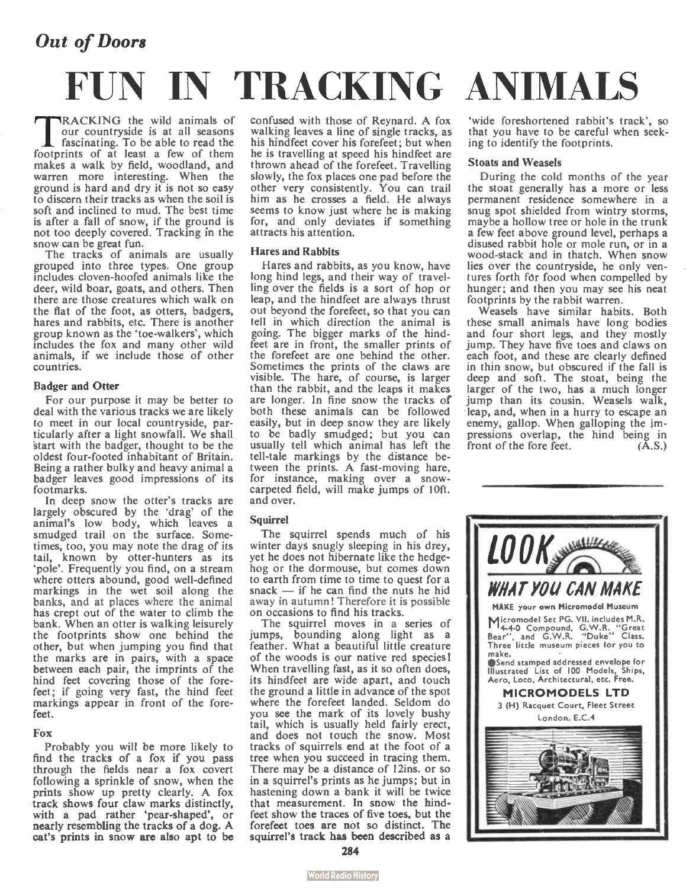*Out of Doors*

# FUN IN TRACKING ANIMALS

TRACKING the wild animals of our countryside is at all seasons fascinating. To be able to read the footprints of at least a few of them makes a walk by field, woodland, and warren more interesting. When the ground is hard and dry it is not so easy to discern their tracks as when the soil is soft and inclined to mud. The best time is after a fall of snow, if the ground is not too deeply covered. Tracking in the snow can be great fun.

The tracks of animals are usually grouped into three types. One group includes cloven-hoofed animals like the deer, wild boar, goats, and others. Then there are those creatures which walk on the flat of the foot, as otters, badgers, hares and rabbits, etc. There is another group known as the 'toe-walkers', which includes the fox and many other wild animals, if we include those of other countries.

### Badger and Otter

For our purpose it may be better to deal with the various tracks we are likely to meet in our local countryside, particularly after a light snowfall. We shall start with the badger, thought to be the oldest four-footed inhabitant of Britain. Being a rather bulky and heavy animal a badger leaves good impressions of its footmarks.

In deep snow the otter's tracks are largely obscured by the 'drag' of the animal's low body, which leaves a smudged trail on the surface. Sometimes, too, you may note the drag of its tail, known by otter-hunters as its 'pole'. Frequently you find, on a stream where otters abound, good well-defined markings in the wet soil along the banks, and at places where the animal has crept out of the water to climb the bank. When an otter is walking leisurely the footprints show one behind the other, but when jumping you find that the marks are in pairs, with a space between each pair, the imprints of the hind feet covering those of the forefeet; if going very fast, the hind feet markings appear in front of the forefeet.

### Fox

Probably you will be more likely to find the tracks of a fox if you pass through the fields near a fox covert following a sprinkle of snow, when the prints show up pretty clearly. A fox track shows four claw marks distinctly, with a pad rather 'pear-shaped', or nearly resembling the tracks of a dog. A cat's prints in snow are also apt to be confused with those of Reynard. A fox walking leaves a line of single tracks, as his hindfeet cover his forefeet; but when he is travelling at speed his hindfeet are thrown ahead of the forefeet. Travelling slowly, the fox places one pad before the other very consistently. You can trail him as he crosses a field. He always seems to know just where he is making for, and only deviates if something attracts his attention.

### Hares and Rabbits

Hares and rabbits, as you know, have long hind legs, and their way of travelling over the fields is a sort of hop or leap, and the hindfeet are always thrust out beyond the forefeet, so that you can tell in which direction the animal is going. The bigger marks of the hindfeet are in front, the smaller prints of the forefeet are one behind the other. Sometimes the prints of the claws are visible. The hare, of course, is larger than the rabbit, and the leaps it makes are longer. In fine snow the tracks of both these animals can be followed easily, but in deep snow they are likely to be badly smudged; but you can usually tell which animal has left the tell-tale markings by the distance between the prints. A fast-moving hare, for instance, making over a snow-carpeted field, will make jumps of 10ft. and over.

### Squirrel

The squirrel spends much of his winter days snugly sleeping in his drey, yet he does not hibernate like the hedgehog or the dormouse, but comes down to earth from time to time to quest for a snack — if he can find the nuts he hid away in autumn! Therefore it is possible on occasions to find his tracks.

The squirrel moves in a series of jumps, bounding along light as a feather. What a beautiful little creature of the woods is our native red species! When travelling fast, as it so often does, its hindfeet are wide apart, and touch the ground a little in advance of the spot where the forefeet landed. Seldom do you see the mark of its lovely bushy tail, which is usually held fairly erect, and does not touch the snow. Most tracks of squirrels end at the foot of a tree when you succeed in tracing them. There may be a distance of 12ins. or so in a squirrel's prints as he jumps; but in hastening down a bank it will be twice that measurement. In snow the hindfeet show the traces of five toes, but the forefeet toes are not so distinct. The squirrel's track has been described as a 'wide foreshortened rabbit's track', so that you have to be careful when seeking to identify the footprints.

### Stoats and Weasels

During the cold months of the year the stoat generally has a more or less permanent residence somewhere in a snug spot shielded from wintry storms, maybe a hollow tree or hole in the trunk a few feet above ground level, perhaps a disused rabbit hole or mole run, or in a wood-stack and in thatch. When snow lies over the countryside, he only ventures forth for food when compelled by hunger; and then you may see his neat footprints by the rabbit warren.

Weasels have similar habits. Both these small animals have long bodies and four short legs, and they mostly jump. They have five toes and claws on each foot, and these are clearly defined in thin snow, but obscured if the fall is deep and soft. The stoat, being the larger of the two, has a much longer jump than its cousin. Weasels walk, leap, and, when in a hurry to escape an enemy, gallop. When galloping the impressions overlap, the hind being in front of the fore feet. (A.S.)

---

**LOOK WHAT YOU CAN MAKE**

MAKE your own Micromodel Museum

Micromodel Set PG. VII. includes M.R. 4-4-0 Compound, G.W.R. "Great Bear", and G.W.R. "Duke" Class. Three little museum pieces for you to make.

● Send stamped addressed envelope for Illustrated List of 100 Models, Ships, Aero, Loco, Architectural, etc. Free.

**MICROMODELS LTD**
3 (H) Racquet Court, Fleet Street
London, E.C.4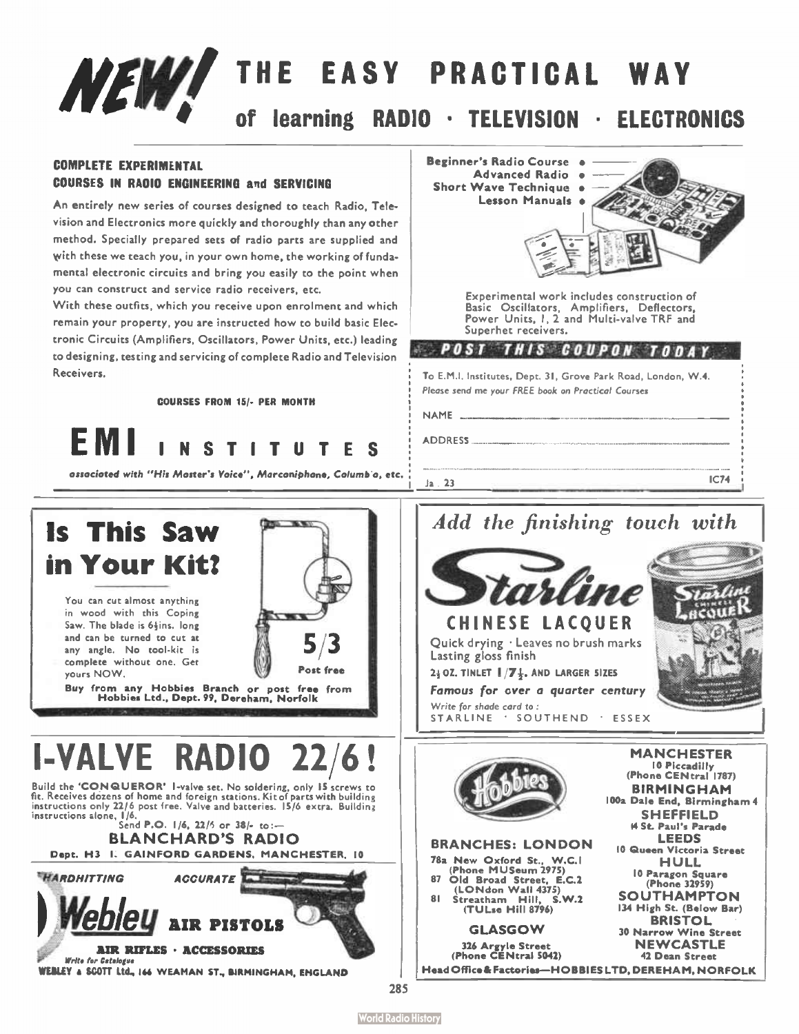# NEW! THE EASY PRACTICAL WAY of learning RADIO · TELEVISION · ELECTRONICS

**COMPLETE EXPERIMENTAL COURSES IN RADIO ENGINEERING and SERVICING**

An entirely new series of courses designed to teach Radio, Television and Electronics more quickly and thoroughly than any other method. Specially prepared sets of radio parts are supplied and with these we teach you, in your own home, the working of fundamental electronic circuits and bring you easily to the point when you can construct and service radio receivers, etc.

With these outfits, which you receive upon enrolment and which remain your property, you are instructed how to build basic Electronic Circuits (Amplifiers, Oscillators, Power Units, etc.) leading to designing, testing and servicing of complete Radio and Television Receivers.

**COURSES FROM 15/- PER MONTH**

## EMI INSTITUTES

*associated with "His Master's Voice", Marconiphone, Columbia, etc.*

Beginner's Radio Course
Advanced Radio
Short Wave Technique
Lesson Manuals

Experimental work includes construction of Basic Oscillators, Amplifiers, Deflectors, Power Units, 1, 2 and Multi-valve TRF and Superhet receivers.

**POST THIS COUPON TODAY**

To E.M.I. Institutes, Dept. 31, Grove Park Road, London, W.4.
*Please send me your FREE book on Practical Courses*

NAME ..................

ADDRESS ..................

Ja. 23 IC74

---

## Is This Saw in Your Kit?

You can cut almost anything in wood with this Coping Saw. The blade is 6½ins. long and can be turned to cut at any angle. No tool-kit is complete without one. Get yours NOW.

**5/3** Post free

**Buy from any Hobbies Branch or post free from Hobbies Ltd., Dept. 99, Dereham, Norfolk**

---

## *Add the finishing touch with* Starline CHINESE LACQUER

Quick drying · Leaves no brush marks
Lasting gloss finish

2½ OZ. TINLET 1/7½. AND LARGER SIZES

***Famous for over a quarter century***

*Write for shade card to :*
STARLINE · SOUTHEND · ESSEX

---

## 1-VALVE RADIO 22/6!

Build the 'CONQUEROR' 1-valve set. No soldering, only 15 screws to fit. Receives dozens of home and foreign stations. Kit of parts with building instructions only 22/6 post free. Valve and batteries, 15/6 extra. Building instructions alone, 1/6.

Send P.O. 1/6, 22/6 or 38/- to:—

**BLANCHARD'S RADIO**
**Dept. H3 1. GAINFORD GARDENS, MANCHESTER, 10**

---

*HARDHITTING* *ACCURATE*

## Webley AIR PISTOLS

**AIR RIFLES · ACCESSORIES**

*Write for Catalogue*

WEBLEY & SCOTT Ltd., 166 WEAMAN ST., BIRMINGHAM, ENGLAND

---

## Hobbies

**BRANCHES: LONDON**

78a New Oxford St., W.C.1 (Phone MUSeum 2975)
87 Old Broad Street, E.C.2 (LONdon Wall 4375)
81 Streatham Hill, S.W.2 (TULse Hill 8796)

**GLASGOW**
326 Argyle Street (Phone CENtral 5042)

**MANCHESTER**
10 Piccadilly (Phone CENtral 1787)

**BIRMINGHAM**
100a Dale End, Birmingham 4

**SHEFFIELD**
4 St. Paul's Parade

**LEEDS**
10 Queen Victoria Street

**HULL**
10 Paragon Square (Phone 32959)

**SOUTHAMPTON**
134 High St. (Below Bar)

**BRISTOL**
30 Narrow Wine Street

**NEWCASTLE**
42 Dean Street

**Head Office & Factories—HOBBIES LTD, DEREHAM, NORFOLK**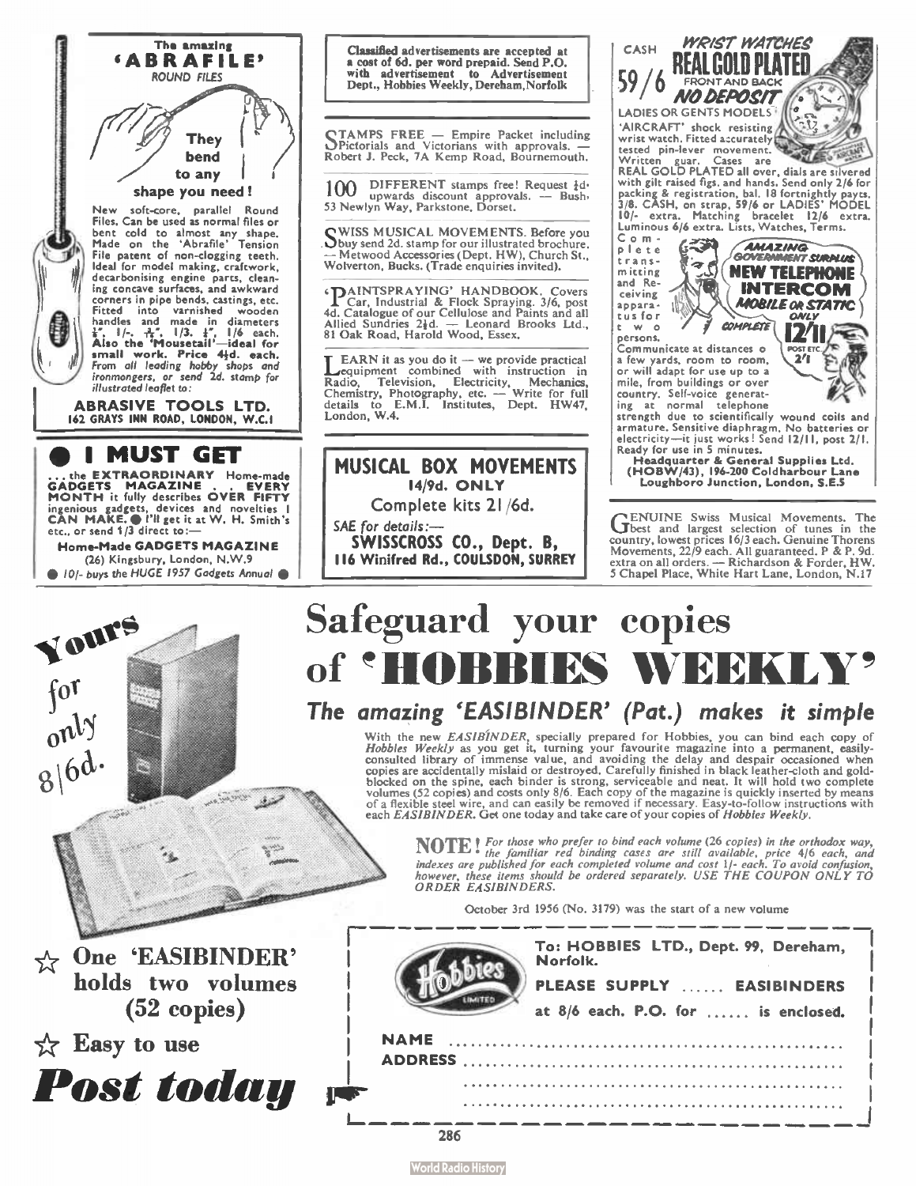The amazing

# 'ABRAFILE'

ROUND FILES

**They bend to any shape you need!**

New soft-core, parallel Round Files. Can be used as normal files or bent cold to almost any shape. Made on the 'Abrafile' Tension File patent of non-clogging teeth. Ideal for model making, craftwork, decarbonising engine parts, cleaning concave surfaces, and awkward corners in pipe bends, castings, etc. Fitted into varnished wooden handles and made in diameters 1/8", 1/-, 3/16", 1/3, 1/4", 1/6 each. **Also the 'Mousetail'—ideal for small work. Price 4½d. each.** *From all leading hobby shops and ironmongers, or send 2d. stamp for illustrated leaflet to:*

**ABRASIVE TOOLS LTD.**
**162 GRAYS INN ROAD, LONDON, W.C.1**

---

# ● I MUST GET

... the **EXTRAORDINARY** Home-made **GADGETS MAGAZINE** ... **EVERY MONTH** it fully describes **OVER FIFTY** ingenious gadgets, devices and novelties! **CAN MAKE.** ● I'll get it at W. H. Smith's etc., or send 1/3 direct to:—

**Home-Made GADGETS MAGAZINE**
(26) Kingsbury, London, N.W.9

● *10/- buys the HUGE 1957 Gadgets Annual* ●

---

**Classified advertisements are accepted at a cost of 6d. per word prepaid. Send P.O. with advertisement to Advertisement Dept., Hobbies Weekly, Dereham, Norfolk**

STAMPS FREE — Empire Packet including Pictorials and Victorians with approvals. — Robert J. Peck, 7A Kemp Road, Bournemouth.

100 DIFFERENT stamps free! Request ½d. upwards discount approvals. — Bush, 53 Newlyn Way, Parkstone, Dorset.

SWISS MUSICAL MOVEMENTS. Before you buy send 2d. stamp for our illustrated brochure. — Metwood Accessories (Dept. HW), Church St., Wolverton, Bucks. (Trade enquiries invited).

'PAINTSPRAYING' HANDBOOK. Covers Car, Industrial & Flock Spraying. 3/6, post 4d. Catalogue of our Cellulose and Paints and all Allied Sundries 2½d. — Leonard Brooks Ltd., 81 Oak Road, Harold Wood, Essex.

LEARN it as you do it — we provide practical equipment combined with instruction in Radio, Television, Electricity, Mechanics, Chemistry, Photography, etc. — Write for full details to E.M.I. Institutes, Dept. HW47, London, W.4.

---

**MUSICAL BOX MOVEMENTS**
**14/9d. ONLY**
Complete kits 21/6d.

*SAE for details:—*
**SWISSCROSS CO., Dept. B,**
**116 Winifred Rd., COULSDON, SURREY**

---

CASH **59/6** *WRIST WATCHES* **REAL GOLD PLATED** FRONT AND BACK *NO DEPOSIT*

LADIES OR GENTS MODELS 'AIRCRAFT' shock resisting wrist watch. Fitted accurately tested pin-lever movement. Written guar. Cases are REAL GOLD PLATED all over, dials are silvered with gilt raised figs. and hands. Send only 2/6 for packing & registration, bal. 18 fortnightly payts. 3/8. CASH, on strap, 59/6 or LADIES' MODEL 10/- extra. Matching bracelet 12/6 extra. Luminous 6/6 extra. Lists, Watches, Terms.

**AMAZING GOVERNMENT SURPLUS NEW TELEPHONE INTERCOM** *MOBILE OR STATIC* ONLY **12/11** POST ETC. 2/1

Complete transmitting and Receiving apparatus for two persons. COMPLETE. Communicate at distances of a few yards, room to room, or will adapt for use up to a mile, from buildings or over country. Self-voice generating at normal telephone strength due to scientifically wound coils and armature. Sensitive diaphragm. No batteries or electricity—it just works! Send 12/11, post 2/1. Ready for use in 5 minutes.

**Headquarter & General Supplies Ltd.**
**(HOBW/43), 196-200 Coldharbour Lane Loughboro Junction, London, S.E.5**

---

GENUINE Swiss Musical Movements. The best and largest selection of tunes in the country, lowest prices 16/3 each. Genuine Thorens Movements, 22/9 each. All guaranteed. P & P. 9d. extra on all orders. — Richardson & Forder, HW. 5 Chapel Place, White Hart Lane, London, N.17

---

*Yours for only 8/6d.*

# Safeguard your copies of 'HOBBIES WEEKLY'

## *The amazing 'EASIBINDER' (Pat.) makes it simple*

With the new *EASIBINDER*, specially prepared for Hobbies, you can bind each copy of *Hobbies Weekly* as you get it, turning your favourite magazine into a permanent, easily-consulted library of immense value, and avoiding the delay and despair occasioned when copies are accidentally mislaid or destroyed. Carefully finished in black leather-cloth and gold-blocked on the spine, each binder is strong, serviceable and neat. It will hold two complete volumes (52 copies) and costs only 8/6. Each copy of the magazine is quickly inserted by means of a flexible steel wire, and can easily be removed if necessary. Easy-to-follow instructions with each *EASIBINDER*. Get one today and take care of your copies of *Hobbies Weekly*.

**NOTE!** *For those who prefer to bind each volume (26 copies) in the orthodox way, the familiar red binding cases are still available, price 4/6 each, and indexes are published for each completed volume and cost 1/- each. To avoid confusion, however, these items should be ordered separately. USE THE COUPON ONLY TO ORDER EASIBINDERS.*

October 3rd 1956 (No. 3179) was the start of a new volume

☆ **One 'EASIBINDER' holds two volumes (52 copies)**

☆ **Easy to use**

***Post today***

**To: HOBBIES LTD., Dept. 99, Dereham, Norfolk.**

**PLEASE SUPPLY ...... EASIBINDERS**

**at 8/6 each. P.O. for ...... is enclosed.**

**NAME** .......................................

**ADDRESS** .......................................

.......................................

.......................................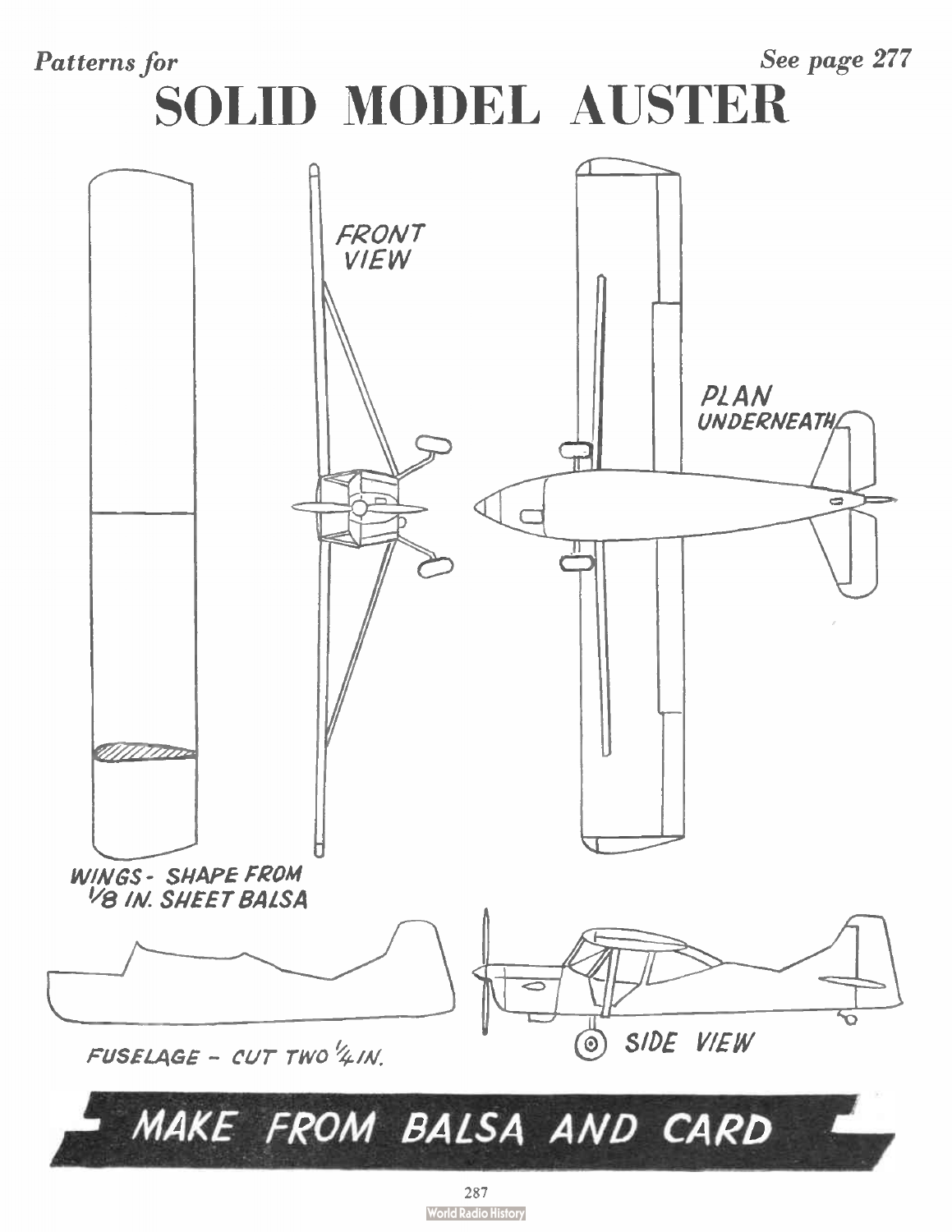*Patterns for* *See page 277*

# SOLID MODEL AUSTER

FRONT VIEW

PLAN UNDERNEATH

WINGS - SHAPE FROM 1/8 IN. SHEET BALSA

FUSELAGE - CUT TWO 1/4 IN.

SIDE VIEW

MAKE FROM BALSA AND CARD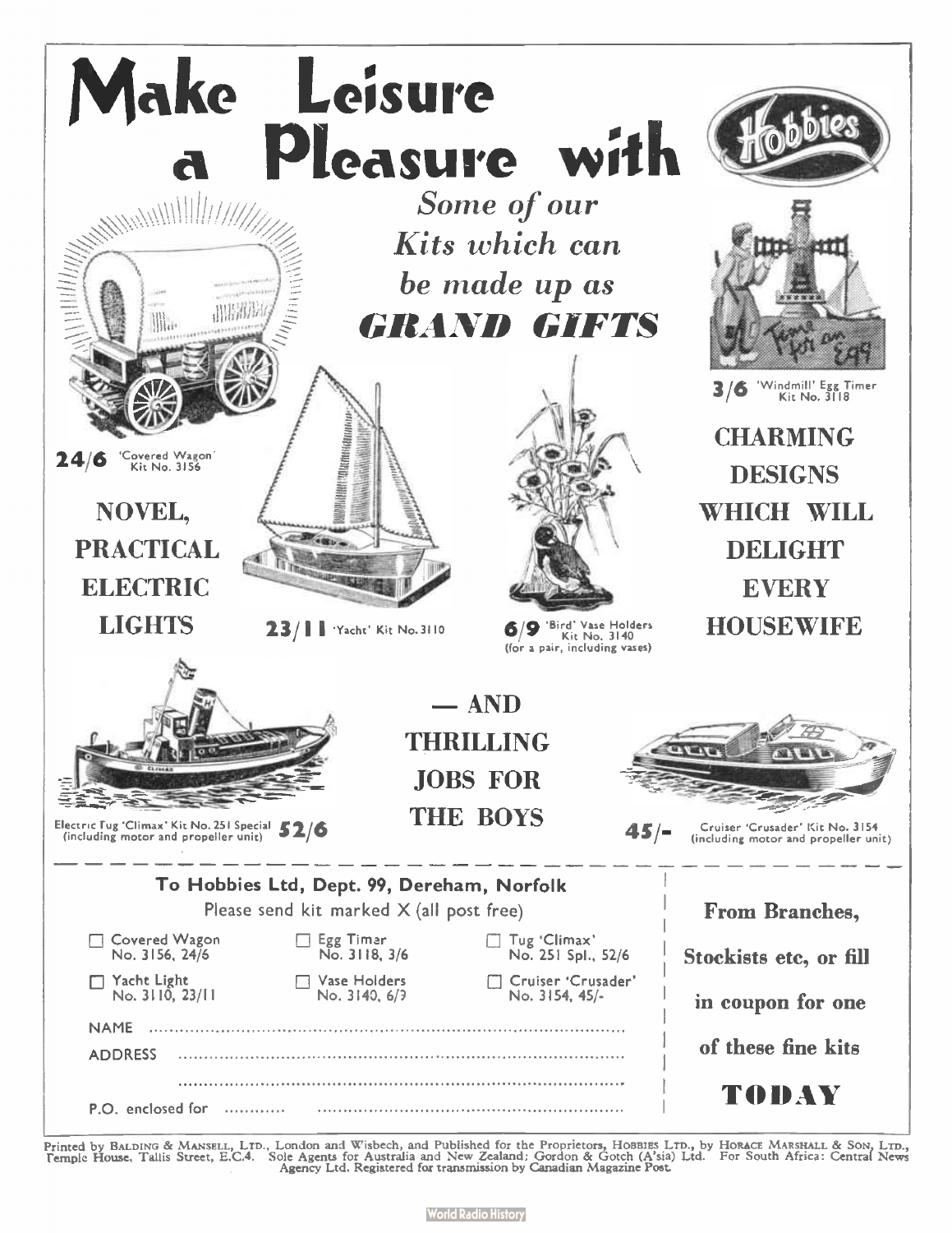# Make Leisure a Pleasure with Hobbies

*Some of our Kits which can be made up as* ***GRAND GIFTS***

**24/6** 'Covered Wagon' Kit No. 3156

**3/6** 'Windmill' Egg Timer Kit No. 3118

**NOVEL, PRACTICAL ELECTRIC LIGHTS**

**23/11** 'Yacht' Kit No. 3110

**6/9** 'Bird' Vase Holders Kit No. 3140 (for a pair, including vases)

**CHARMING DESIGNS WHICH WILL DELIGHT EVERY HOUSEWIFE**

**— AND THRILLING JOBS FOR THE BOYS**

Electric Tug 'Climax' Kit No. 251 Special (including motor and propeller unit) **52/6**

**45/-** Cruiser 'Crusader' Kit No. 3154 (including motor and propeller unit)

---

**To Hobbies Ltd, Dept. 99, Dereham, Norfolk**

Please send kit marked X (all post free)

- ☐ Covered Wagon No. 3156, 24/6
- ☐ Egg Timar No. 3118, 3/6
- ☐ Tug 'Climax' No. 251 Spl., 52/6
- ☐ Yacht Light No. 3110, 23/11
- ☐ Vase Holders No. 3140, 6/9
- ☐ Cruiser 'Crusader' No. 3154, 45/-

NAME ..............................................................

ADDRESS ..............................................................

..............................................................

P.O. enclosed for ............ ..............................................................

**From Branches, Stockists etc, or fill in coupon for one of these fine kits TODAY**

Printed by BALDING & MANSELL, LTD., London and Wisbech, and Published for the Proprietors, HOBBIES LTD., by HORACE MARSHALL & SON, LTD., Temple House, Tallis Street, E.C.4. Sole Agents for Australia and New Zealand; Gordon & Gotch (A'sia) Ltd. For South Africa: Central News Agency Ltd. Registered for transmission by Canadian Magazine Post.